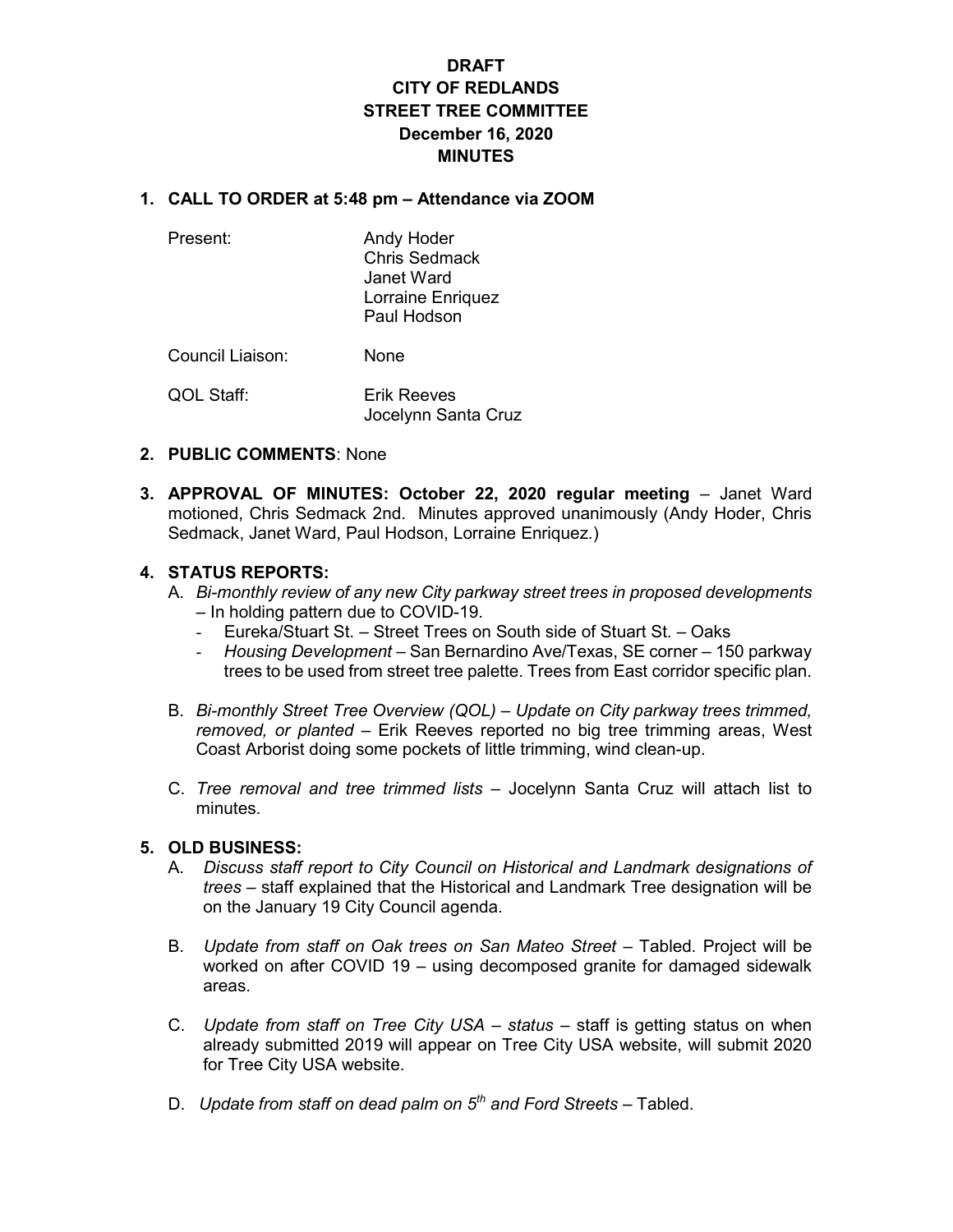# DRAFT
# CITY OF REDLANDS
# STREET TREE COMMITTEE
# December 16, 2020
# MINUTES

## 1. CALL TO ORDER at 5:48 pm – Attendance via ZOOM

Present:
- Andy Hoder
- Chris Sedmack
- Janet Ward
- Lorraine Enriquez
- Paul Hodson

Council Liaison: None

QOL Staff:
- Erik Reeves
- Jocelynn Santa Cruz

## 2. PUBLIC COMMENTS: None

## 3. APPROVAL OF MINUTES: October 22, 2020 regular meeting

Janet Ward motioned, Chris Sedmack 2nd. Minutes approved unanimously (Andy Hoder, Chris Sedmack, Janet Ward, Paul Hodson, Lorraine Enriquez.)

## 4. STATUS REPORTS:

A. *Bi-monthly review of any new City parkway street trees in proposed developments* – In holding pattern due to COVID-19.
   - Eureka/Stuart St. – Street Trees on South side of Stuart St. – Oaks
   - *Housing Development* – San Bernardino Ave/Texas, SE corner – 150 parkway trees to be used from street tree palette. Trees from East corridor specific plan.

B. *Bi-monthly Street Tree Overview (QOL) – Update on City parkway trees trimmed, removed, or planted* – Erik Reeves reported no big tree trimming areas, West Coast Arborist doing some pockets of little trimming, wind clean-up.

C. *Tree removal and tree trimmed lists* – Jocelynn Santa Cruz will attach list to minutes.

## 5. OLD BUSINESS:

A. *Discuss staff report to City Council on Historical and Landmark designations of trees* – staff explained that the Historical and Landmark Tree designation will be on the January 19 City Council agenda.

B. *Update from staff on Oak trees on San Mateo Street* – Tabled. Project will be worked on after COVID 19 – using decomposed granite for damaged sidewalk areas.

C. *Update from staff on Tree City USA – status* – staff is getting status on when already submitted 2019 will appear on Tree City USA website, will submit 2020 for Tree City USA website.

D. *Update from staff on dead palm on 5th and Ford Streets* – Tabled.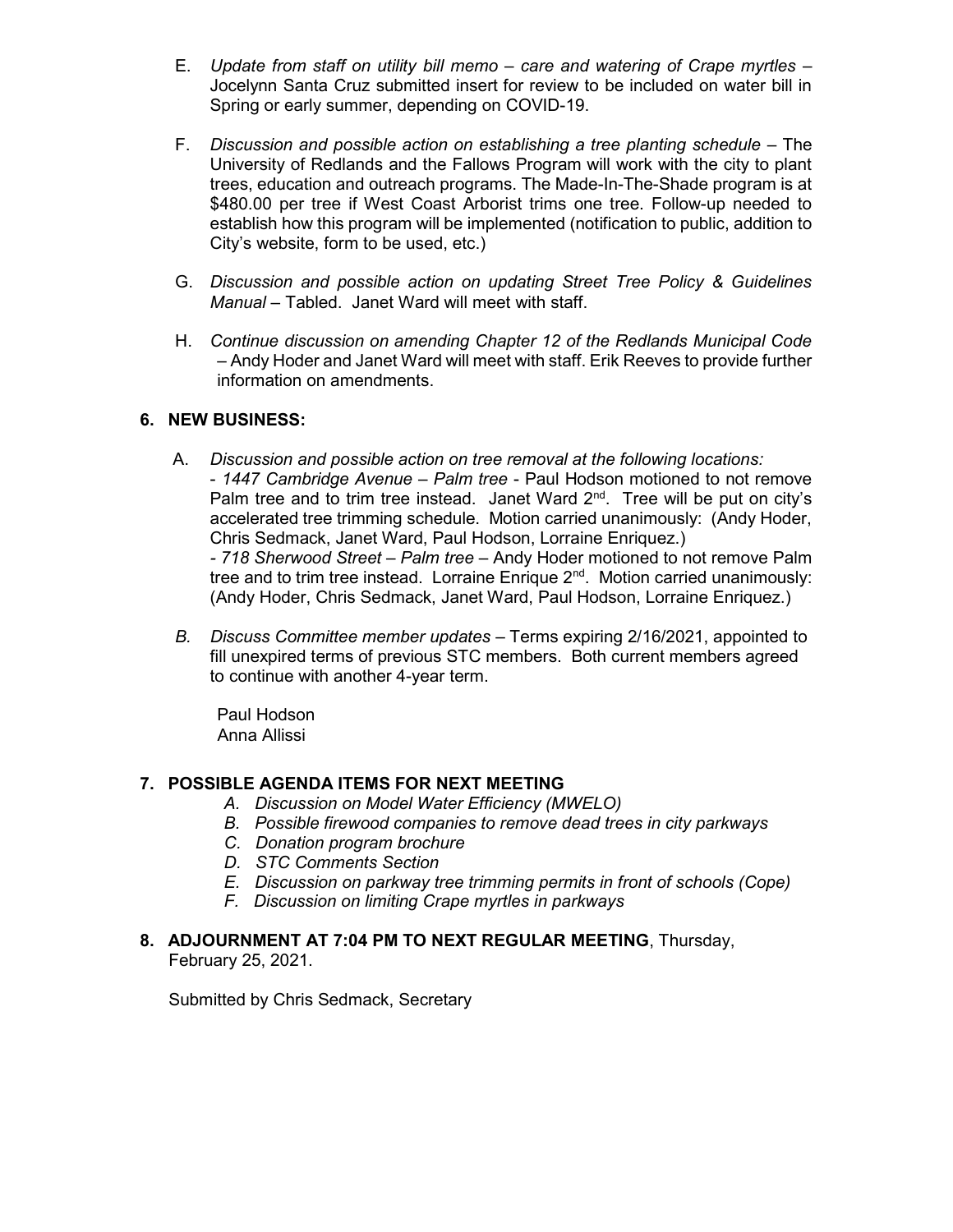E. *Update from staff on utility bill memo – care and watering of Crape myrtles* – Jocelynn Santa Cruz submitted insert for review to be included on water bill in Spring or early summer, depending on COVID-19.

F. *Discussion and possible action on establishing a tree planting schedule* – The University of Redlands and the Fallows Program will work with the city to plant trees, education and outreach programs. The Made-In-The-Shade program is at $480.00 per tree if West Coast Arborist trims one tree. Follow-up needed to establish how this program will be implemented (notification to public, addition to City's website, form to be used, etc.)

G. *Discussion and possible action on updating Street Tree Policy & Guidelines Manual* – Tabled. Janet Ward will meet with staff.

H. *Continue discussion on amending Chapter 12 of the Redlands Municipal Code* – Andy Hoder and Janet Ward will meet with staff. Erik Reeves to provide further information on amendments.

## 6. NEW BUSINESS:

A. *Discussion and possible action on tree removal at the following locations:*
- *1447 Cambridge Avenue – Palm tree* - Paul Hodson motioned to not remove Palm tree and to trim tree instead. Janet Ward 2nd. Tree will be put on city's accelerated tree trimming schedule. Motion carried unanimously: (Andy Hoder, Chris Sedmack, Janet Ward, Paul Hodson, Lorraine Enriquez.)
- *718 Sherwood Street – Palm tree* – Andy Hoder motioned to not remove Palm tree and to trim tree instead. Lorraine Enrique 2nd. Motion carried unanimously: (Andy Hoder, Chris Sedmack, Janet Ward, Paul Hodson, Lorraine Enriquez.)

*B. Discuss Committee member updates* – Terms expiring 2/16/2021, appointed to fill unexpired terms of previous STC members. Both current members agreed to continue with another 4-year term.

Paul Hodson
Anna Allissi

## 7. POSSIBLE AGENDA ITEMS FOR NEXT MEETING

*A. Discussion on Model Water Efficiency (MWELO)*
*B. Possible firewood companies to remove dead trees in city parkways*
*C. Donation program brochure*
*D. STC Comments Section*
*E. Discussion on parkway tree trimming permits in front of schools (Cope)*
*F. Discussion on limiting Crape myrtles in parkways*

## 8. ADJOURNMENT AT 7:04 PM TO NEXT REGULAR MEETING, Thursday, February 25, 2021.

Submitted by Chris Sedmack, Secretary